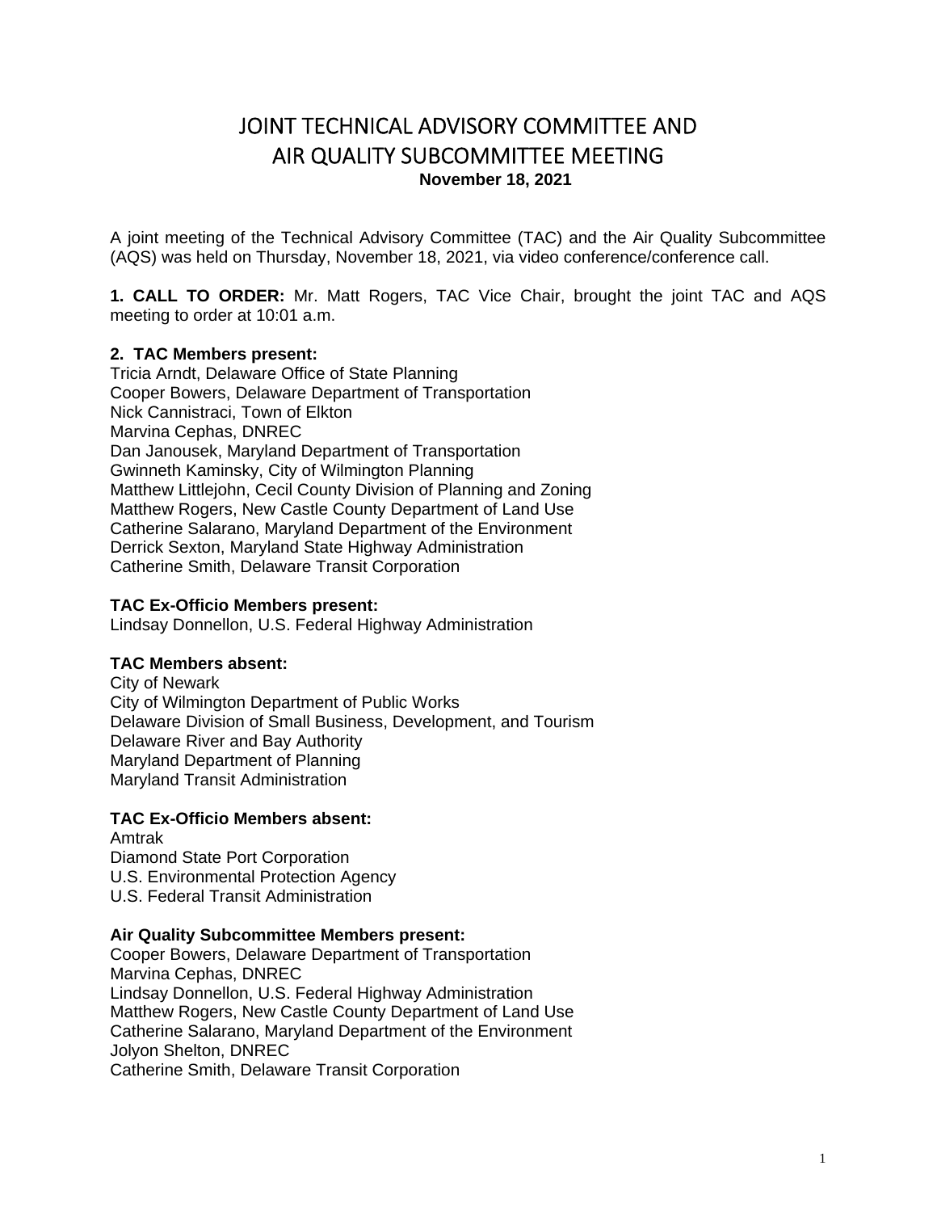# JOINT TECHNICAL ADVISORY COMMITTEE AND AIR QUALITY SUBCOMMITTEE MEETING

**November 18, 2021**

A joint meeting of the Technical Advisory Committee (TAC) and the Air Quality Subcommittee (AQS) was held on Thursday, November 18, 2021, via video conference/conference call.

**1. CALL TO ORDER:** Mr. Matt Rogers, TAC Vice Chair, brought the joint TAC and AQS meeting to order at 10:01 a.m.

**2. TAC Members present:**
Tricia Arndt, Delaware Office of State Planning
Cooper Bowers, Delaware Department of Transportation
Nick Cannistraci, Town of Elkton
Marvina Cephas, DNREC
Dan Janousek, Maryland Department of Transportation
Gwinneth Kaminsky, City of Wilmington Planning
Matthew Littlejohn, Cecil County Division of Planning and Zoning
Matthew Rogers, New Castle County Department of Land Use
Catherine Salarano, Maryland Department of the Environment
Derrick Sexton, Maryland State Highway Administration
Catherine Smith, Delaware Transit Corporation

**TAC Ex-Officio Members present:**
Lindsay Donnellon, U.S. Federal Highway Administration

**TAC Members absent:**
City of Newark
City of Wilmington Department of Public Works
Delaware Division of Small Business, Development, and Tourism
Delaware River and Bay Authority
Maryland Department of Planning
Maryland Transit Administration

**TAC Ex-Officio Members absent:**
Amtrak
Diamond State Port Corporation
U.S. Environmental Protection Agency
U.S. Federal Transit Administration

**Air Quality Subcommittee Members present:**
Cooper Bowers, Delaware Department of Transportation
Marvina Cephas, DNREC
Lindsay Donnellon, U.S. Federal Highway Administration
Matthew Rogers, New Castle County Department of Land Use
Catherine Salarano, Maryland Department of the Environment
Jolyon Shelton, DNREC
Catherine Smith, Delaware Transit Corporation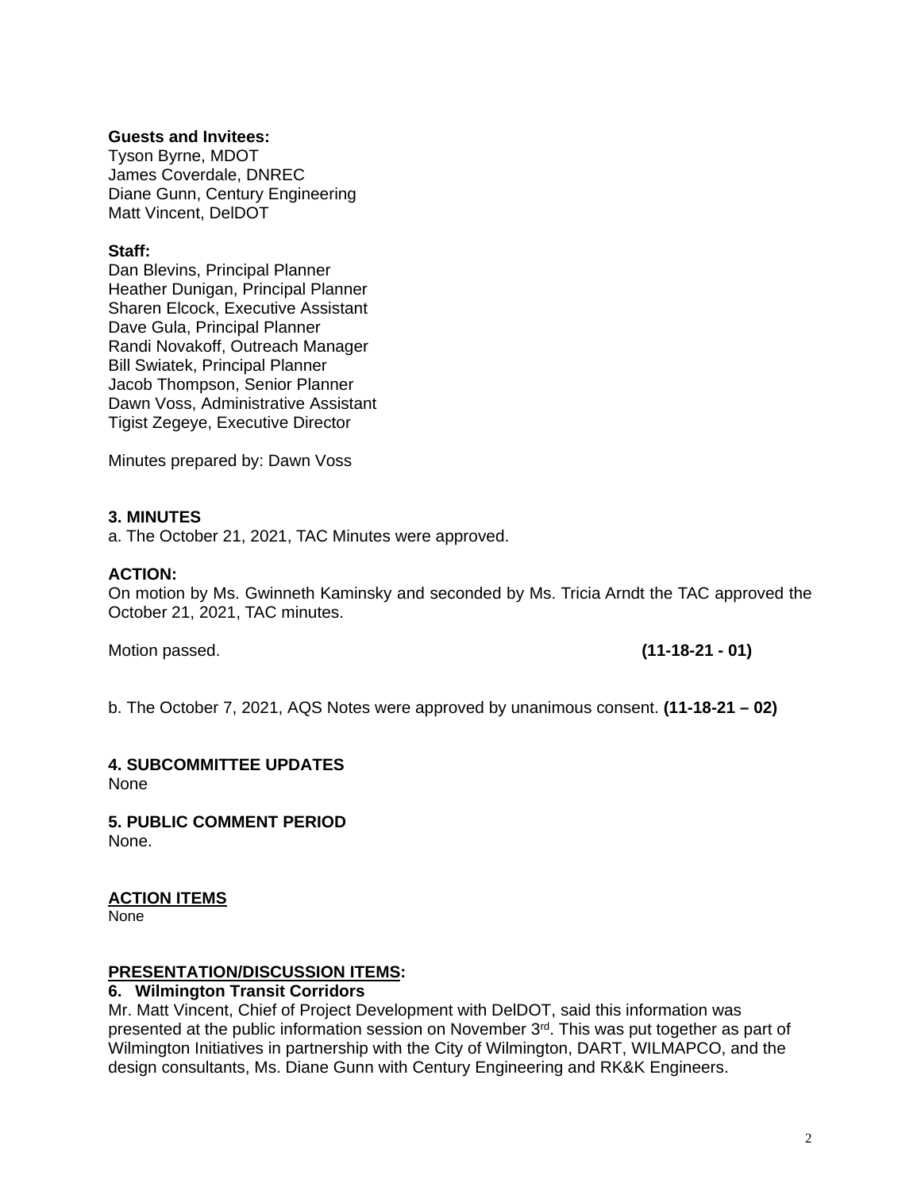**Guests and Invitees:**
Tyson Byrne, MDOT
James Coverdale, DNREC
Diane Gunn, Century Engineering
Matt Vincent, DelDOT

**Staff:**
Dan Blevins, Principal Planner
Heather Dunigan, Principal Planner
Sharen Elcock, Executive Assistant
Dave Gula, Principal Planner
Randi Novakoff, Outreach Manager
Bill Swiatek, Principal Planner
Jacob Thompson, Senior Planner
Dawn Voss, Administrative Assistant
Tigist Zegeye, Executive Director

Minutes prepared by: Dawn Voss

**3. MINUTES**
a. The October 21, 2021, TAC Minutes were approved.

**ACTION:**
On motion by Ms. Gwinneth Kaminsky and seconded by Ms. Tricia Arndt the TAC approved the October 21, 2021, TAC minutes.

Motion passed. **(11-18-21 - 01)**

b. The October 7, 2021, AQS Notes were approved by unanimous consent. **(11-18-21 – 02)**

**4. SUBCOMMITTEE UPDATES**
None

**5. PUBLIC COMMENT PERIOD**
None.

**ACTION ITEMS**
None

**PRESENTATION/DISCUSSION ITEMS:**

**6. Wilmington Transit Corridors**
Mr. Matt Vincent, Chief of Project Development with DelDOT, said this information was presented at the public information session on November 3rd. This was put together as part of Wilmington Initiatives in partnership with the City of Wilmington, DART, WILMAPCO, and the design consultants, Ms. Diane Gunn with Century Engineering and RK&K Engineers.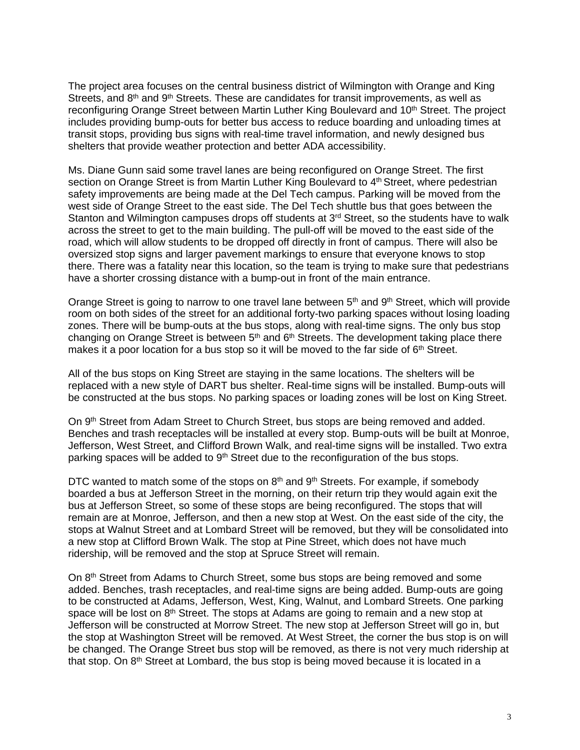The project area focuses on the central business district of Wilmington with Orange and King Streets, and 8th and 9th Streets. These are candidates for transit improvements, as well as reconfiguring Orange Street between Martin Luther King Boulevard and 10th Street. The project includes providing bump-outs for better bus access to reduce boarding and unloading times at transit stops, providing bus signs with real-time travel information, and newly designed bus shelters that provide weather protection and better ADA accessibility.

Ms. Diane Gunn said some travel lanes are being reconfigured on Orange Street. The first section on Orange Street is from Martin Luther King Boulevard to 4th Street, where pedestrian safety improvements are being made at the Del Tech campus. Parking will be moved from the west side of Orange Street to the east side. The Del Tech shuttle bus that goes between the Stanton and Wilmington campuses drops off students at 3rd Street, so the students have to walk across the street to get to the main building. The pull-off will be moved to the east side of the road, which will allow students to be dropped off directly in front of campus. There will also be oversized stop signs and larger pavement markings to ensure that everyone knows to stop there. There was a fatality near this location, so the team is trying to make sure that pedestrians have a shorter crossing distance with a bump-out in front of the main entrance.

Orange Street is going to narrow to one travel lane between 5th and 9th Street, which will provide room on both sides of the street for an additional forty-two parking spaces without losing loading zones. There will be bump-outs at the bus stops, along with real-time signs. The only bus stop changing on Orange Street is between 5th and 6th Streets. The development taking place there makes it a poor location for a bus stop so it will be moved to the far side of 6th Street.

All of the bus stops on King Street are staying in the same locations. The shelters will be replaced with a new style of DART bus shelter. Real-time signs will be installed. Bump-outs will be constructed at the bus stops. No parking spaces or loading zones will be lost on King Street.

On 9th Street from Adam Street to Church Street, bus stops are being removed and added. Benches and trash receptacles will be installed at every stop. Bump-outs will be built at Monroe, Jefferson, West Street, and Clifford Brown Walk, and real-time signs will be installed. Two extra parking spaces will be added to 9th Street due to the reconfiguration of the bus stops.

DTC wanted to match some of the stops on 8th and 9th Streets. For example, if somebody boarded a bus at Jefferson Street in the morning, on their return trip they would again exit the bus at Jefferson Street, so some of these stops are being reconfigured. The stops that will remain are at Monroe, Jefferson, and then a new stop at West. On the east side of the city, the stops at Walnut Street and at Lombard Street will be removed, but they will be consolidated into a new stop at Clifford Brown Walk. The stop at Pine Street, which does not have much ridership, will be removed and the stop at Spruce Street will remain.

On 8th Street from Adams to Church Street, some bus stops are being removed and some added. Benches, trash receptacles, and real-time signs are being added. Bump-outs are going to be constructed at Adams, Jefferson, West, King, Walnut, and Lombard Streets. One parking space will be lost on 8th Street. The stops at Adams are going to remain and a new stop at Jefferson will be constructed at Morrow Street. The new stop at Jefferson Street will go in, but the stop at Washington Street will be removed. At West Street, the corner the bus stop is on will be changed. The Orange Street bus stop will be removed, as there is not very much ridership at that stop. On 8th Street at Lombard, the bus stop is being moved because it is located in a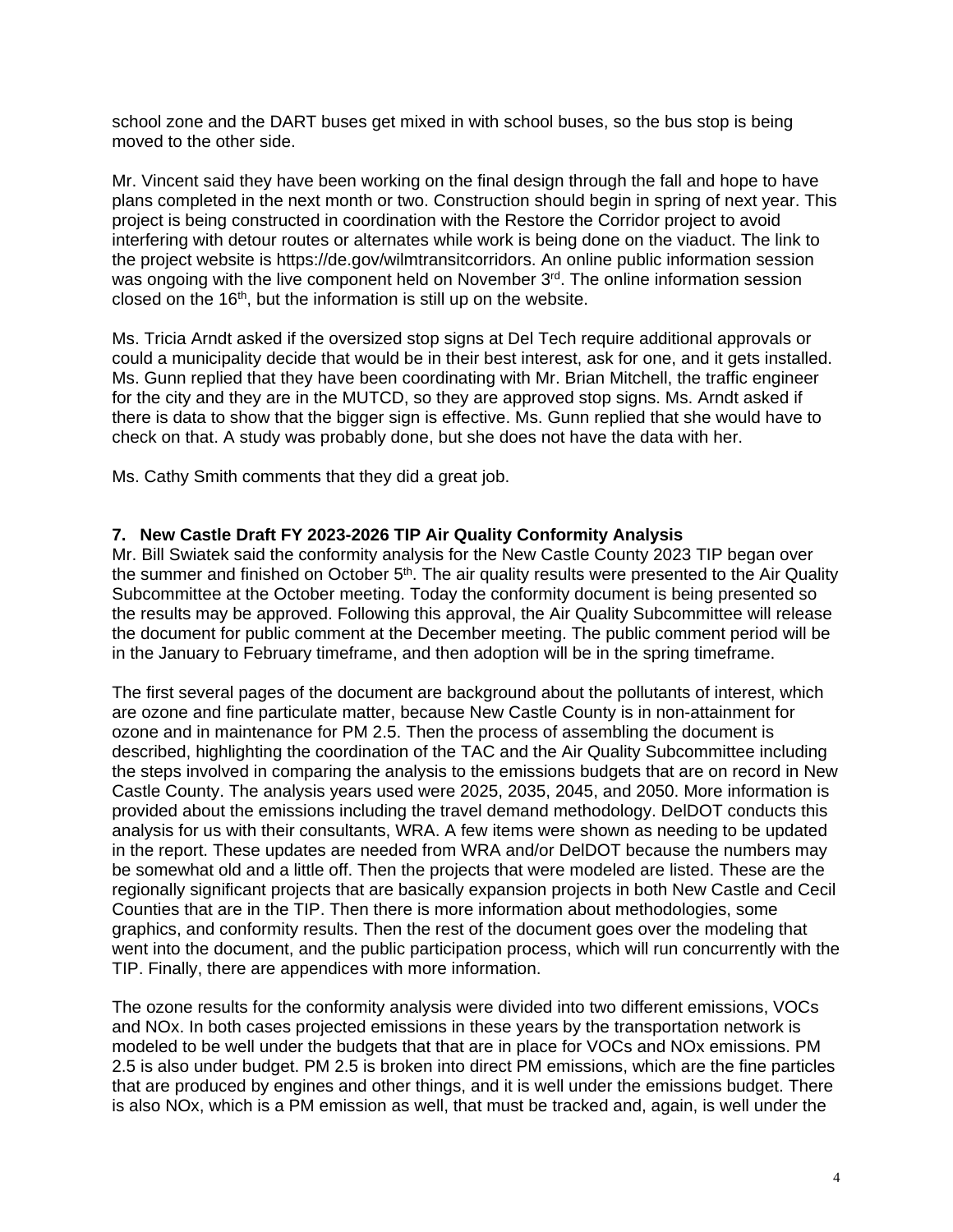school zone and the DART buses get mixed in with school buses, so the bus stop is being moved to the other side.

Mr. Vincent said they have been working on the final design through the fall and hope to have plans completed in the next month or two. Construction should begin in spring of next year. This project is being constructed in coordination with the Restore the Corridor project to avoid interfering with detour routes or alternates while work is being done on the viaduct. The link to the project website is https://de.gov/wilmtransitcorridors. An online public information session was ongoing with the live component held on November 3rd. The online information session closed on the 16th, but the information is still up on the website.

Ms. Tricia Arndt asked if the oversized stop signs at Del Tech require additional approvals or could a municipality decide that would be in their best interest, ask for one, and it gets installed. Ms. Gunn replied that they have been coordinating with Mr. Brian Mitchell, the traffic engineer for the city and they are in the MUTCD, so they are approved stop signs. Ms. Arndt asked if there is data to show that the bigger sign is effective. Ms. Gunn replied that she would have to check on that. A study was probably done, but she does not have the data with her.

Ms. Cathy Smith comments that they did a great job.

**7. New Castle Draft FY 2023-2026 TIP Air Quality Conformity Analysis**

Mr. Bill Swiatek said the conformity analysis for the New Castle County 2023 TIP began over the summer and finished on October 5th. The air quality results were presented to the Air Quality Subcommittee at the October meeting. Today the conformity document is being presented so the results may be approved. Following this approval, the Air Quality Subcommittee will release the document for public comment at the December meeting. The public comment period will be in the January to February timeframe, and then adoption will be in the spring timeframe.

The first several pages of the document are background about the pollutants of interest, which are ozone and fine particulate matter, because New Castle County is in non-attainment for ozone and in maintenance for PM 2.5. Then the process of assembling the document is described, highlighting the coordination of the TAC and the Air Quality Subcommittee including the steps involved in comparing the analysis to the emissions budgets that are on record in New Castle County. The analysis years used were 2025, 2035, 2045, and 2050. More information is provided about the emissions including the travel demand methodology. DelDOT conducts this analysis for us with their consultants, WRA. A few items were shown as needing to be updated in the report. These updates are needed from WRA and/or DelDOT because the numbers may be somewhat old and a little off. Then the projects that were modeled are listed. These are the regionally significant projects that are basically expansion projects in both New Castle and Cecil Counties that are in the TIP. Then there is more information about methodologies, some graphics, and conformity results. Then the rest of the document goes over the modeling that went into the document, and the public participation process, which will run concurrently with the TIP. Finally, there are appendices with more information.

The ozone results for the conformity analysis were divided into two different emissions, VOCs and NOx. In both cases projected emissions in these years by the transportation network is modeled to be well under the budgets that that are in place for VOCs and NOx emissions. PM 2.5 is also under budget. PM 2.5 is broken into direct PM emissions, which are the fine particles that are produced by engines and other things, and it is well under the emissions budget. There is also NOx, which is a PM emission as well, that must be tracked and, again, is well under the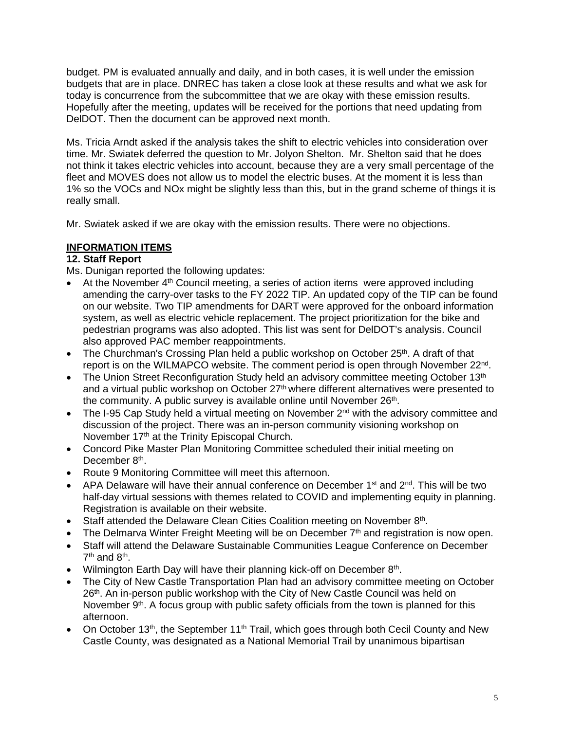budget. PM is evaluated annually and daily, and in both cases, it is well under the emission budgets that are in place. DNREC has taken a close look at these results and what we ask for today is concurrence from the subcommittee that we are okay with these emission results. Hopefully after the meeting, updates will be received for the portions that need updating from DelDOT. Then the document can be approved next month.

Ms. Tricia Arndt asked if the analysis takes the shift to electric vehicles into consideration over time. Mr. Swiatek deferred the question to Mr. Jolyon Shelton. Mr. Shelton said that he does not think it takes electric vehicles into account, because they are a very small percentage of the fleet and MOVES does not allow us to model the electric buses. At the moment it is less than 1% so the VOCs and NOx might be slightly less than this, but in the grand scheme of things it is really small.

Mr. Swiatek asked if we are okay with the emission results. There were no objections.

## INFORMATION ITEMS

### 12. Staff Report

Ms. Dunigan reported the following updates:

- At the November 4th Council meeting, a series of action items were approved including amending the carry-over tasks to the FY 2022 TIP. An updated copy of the TIP can be found on our website. Two TIP amendments for DART were approved for the onboard information system, as well as electric vehicle replacement. The project prioritization for the bike and pedestrian programs was also adopted. This list was sent for DelDOT's analysis. Council also approved PAC member reappointments.
- The Churchman's Crossing Plan held a public workshop on October 25th. A draft of that report is on the WILMAPCO website. The comment period is open through November 22nd.
- The Union Street Reconfiguration Study held an advisory committee meeting October 13th and a virtual public workshop on October 27th where different alternatives were presented to the community. A public survey is available online until November 26th.
- The I-95 Cap Study held a virtual meeting on November 2nd with the advisory committee and discussion of the project. There was an in-person community visioning workshop on November 17th at the Trinity Episcopal Church.
- Concord Pike Master Plan Monitoring Committee scheduled their initial meeting on December 8th.
- Route 9 Monitoring Committee will meet this afternoon.
- APA Delaware will have their annual conference on December 1st and 2nd. This will be two half-day virtual sessions with themes related to COVID and implementing equity in planning. Registration is available on their website.
- Staff attended the Delaware Clean Cities Coalition meeting on November 8th.
- The Delmarva Winter Freight Meeting will be on December 7th and registration is now open.
- Staff will attend the Delaware Sustainable Communities League Conference on December 7th and 8th.
- Wilmington Earth Day will have their planning kick-off on December 8th.
- The City of New Castle Transportation Plan had an advisory committee meeting on October 26th. An in-person public workshop with the City of New Castle Council was held on November 9th. A focus group with public safety officials from the town is planned for this afternoon.
- On October 13th, the September 11th Trail, which goes through both Cecil County and New Castle County, was designated as a National Memorial Trail by unanimous bipartisan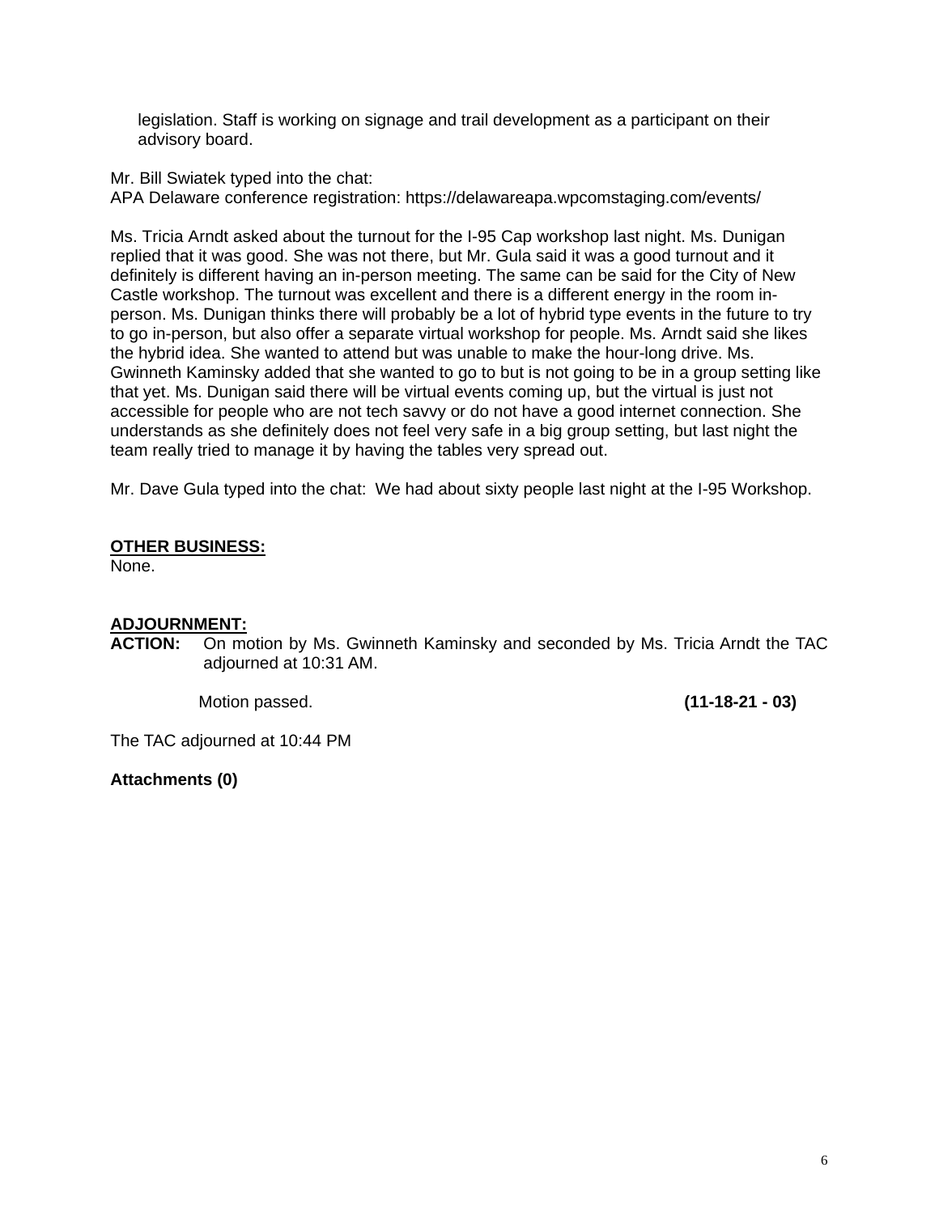legislation. Staff is working on signage and trail development as a participant on their advisory board.

Mr. Bill Swiatek typed into the chat:
APA Delaware conference registration: https://delawareapa.wpcomstaging.com/events/

Ms. Tricia Arndt asked about the turnout for the I-95 Cap workshop last night. Ms. Dunigan replied that it was good. She was not there, but Mr. Gula said it was a good turnout and it definitely is different having an in-person meeting. The same can be said for the City of New Castle workshop. The turnout was excellent and there is a different energy in the room in-person. Ms. Dunigan thinks there will probably be a lot of hybrid type events in the future to try to go in-person, but also offer a separate virtual workshop for people. Ms. Arndt said she likes the hybrid idea. She wanted to attend but was unable to make the hour-long drive. Ms. Gwinneth Kaminsky added that she wanted to go to but is not going to be in a group setting like that yet. Ms. Dunigan said there will be virtual events coming up, but the virtual is just not accessible for people who are not tech savvy or do not have a good internet connection. She understands as she definitely does not feel very safe in a big group setting, but last night the team really tried to manage it by having the tables very spread out.

Mr. Dave Gula typed into the chat: We had about sixty people last night at the I-95 Workshop.

**OTHER BUSINESS:**
None.

**ADJOURNMENT:**
**ACTION:** On motion by Ms. Gwinneth Kaminsky and seconded by Ms. Tricia Arndt the TAC adjourned at 10:31 AM.

Motion passed. **(11-18-21 - 03)**

The TAC adjourned at 10:44 PM

**Attachments (0)**